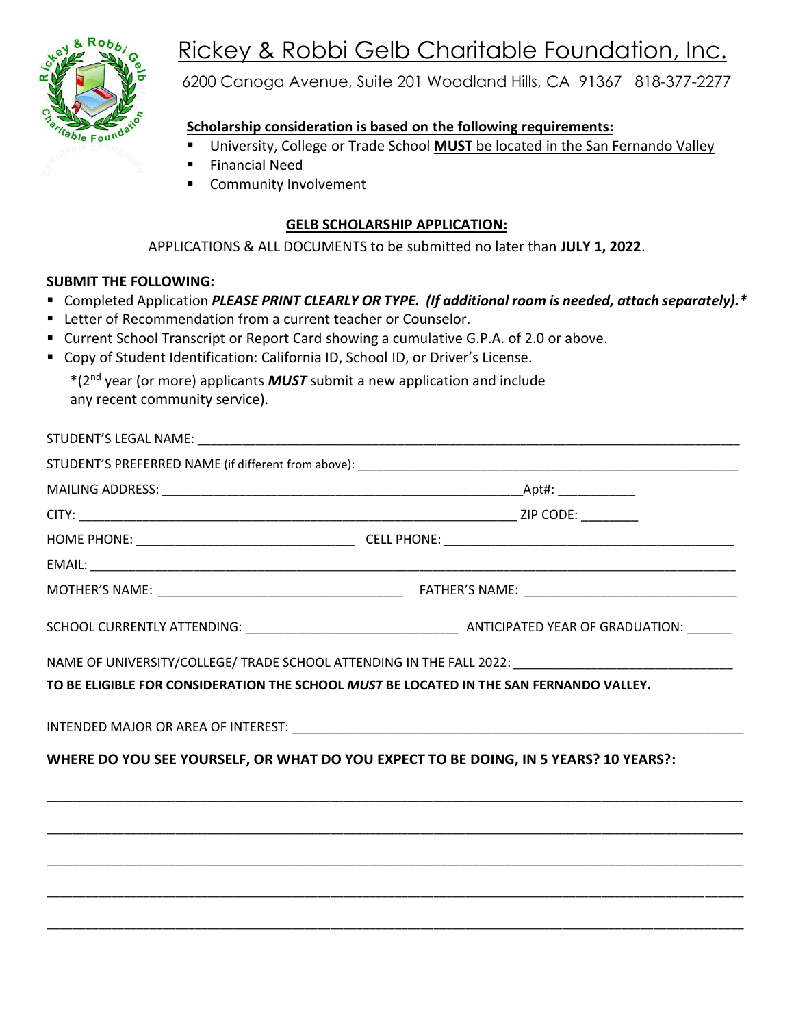# Rickey & Robbi Gelb Charitable Foundation, Inc.

6200 Canoga Avenue, Suite 201 Woodland Hills, CA 91367 818-377-2277

**Scholarship consideration is based on the following requirements:**

- University, College or Trade School **MUST** be located in the San Fernando Valley
- Financial Need
- Community Involvement

**GELB SCHOLARSHIP APPLICATION:**

APPLICATIONS & ALL DOCUMENTS to be submitted no later than **JULY 1, 2022**.

**SUBMIT THE FOLLOWING:**

- Completed Application ***PLEASE PRINT CLEARLY OR TYPE. (If additional room is needed, attach separately).****
- Letter of Recommendation from a current teacher or Counselor.
- Current School Transcript or Report Card showing a cumulative G.P.A. of 2.0 or above.
- Copy of Student Identification: California ID, School ID, or Driver's License.

*(2nd year (or more) applicants ***MUST*** submit a new application and include any recent community service).

STUDENT'S LEGAL NAME: ______________________________________________

STUDENT'S PREFERRED NAME (if different from above): ______________________________

MAILING ADDRESS: ______________________________ Apt#: ___________

CITY: ______________________________ ZIP CODE: ________

HOME PHONE: ______________________ CELL PHONE: ______________________

EMAIL: ______________________________________________

MOTHER'S NAME: ______________________ FATHER'S NAME: ______________________

SCHOOL CURRENTLY ATTENDING: ______________________ ANTICIPATED YEAR OF GRADUATION: ______

NAME OF UNIVERSITY/COLLEGE/ TRADE SCHOOL ATTENDING IN THE FALL 2022: ______________________

**TO BE ELIGIBLE FOR CONSIDERATION THE SCHOOL *MUST* BE LOCATED IN THE SAN FERNANDO VALLEY.**

INTENDED MAJOR OR AREA OF INTEREST: ______________________________

**WHERE DO YOU SEE YOURSELF, OR WHAT DO YOU EXPECT TO BE DOING, IN 5 YEARS? 10 YEARS?:**

______________________________________________

______________________________________________

______________________________________________

______________________________________________

______________________________________________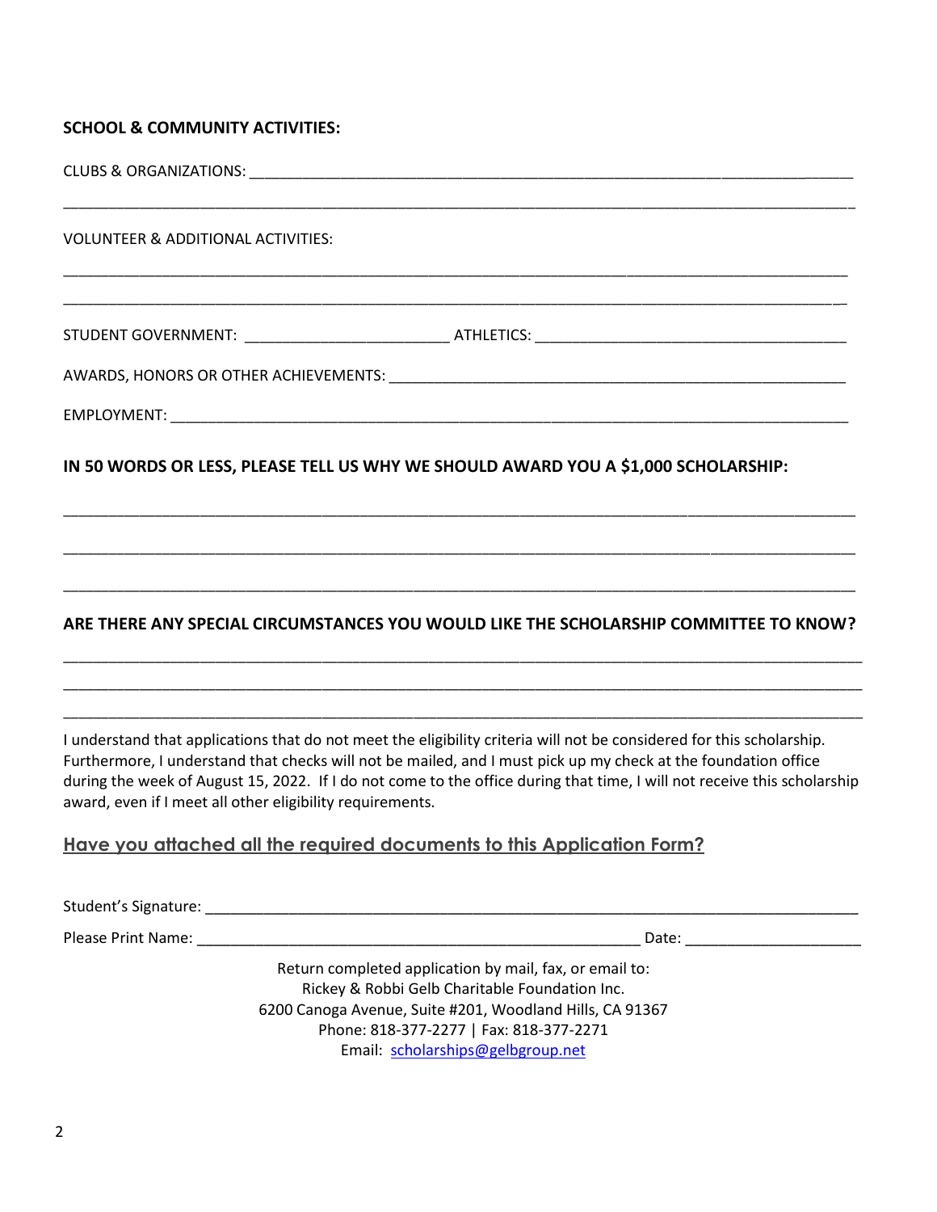**SCHOOL & COMMUNITY ACTIVITIES:**

CLUBS & ORGANIZATIONS: ________________________________________________________________________

______________________________________________________________________________________________

VOLUNTEER & ADDITIONAL ACTIVITIES:

______________________________________________________________________________________________

______________________________________________________________________________________________

STUDENT GOVERNMENT: ________________________ ATHLETICS: ____________________________________

AWARDS, HONORS OR OTHER ACHIEVEMENTS: ______________________________________________________

EMPLOYMENT: __________________________________________________________________________________

**IN 50 WORDS OR LESS, PLEASE TELL US WHY WE SHOULD AWARD YOU A $1,000 SCHOLARSHIP:**

______________________________________________________________________________________________

______________________________________________________________________________________________

______________________________________________________________________________________________

**ARE THERE ANY SPECIAL CIRCUMSTANCES YOU WOULD LIKE THE SCHOLARSHIP COMMITTEE TO KNOW?**

______________________________________________________________________________________________

______________________________________________________________________________________________

______________________________________________________________________________________________

I understand that applications that do not meet the eligibility criteria will not be considered for this scholarship. Furthermore, I understand that checks will not be mailed, and I must pick up my check at the foundation office during the week of August 15, 2022. If I do not come to the office during that time, I will not receive this scholarship award, even if I meet all other eligibility requirements.

**Have you attached all the required documents to this Application Form?**

Student's Signature: _________________________________________________________________________

Please Print Name: ___________________________________________________ Date: ____________________

Return completed application by mail, fax, or email to:
Rickey & Robbi Gelb Charitable Foundation Inc.
6200 Canoga Avenue, Suite #201, Woodland Hills, CA 91367
Phone: 818-377-2277 | Fax: 818-377-2271
Email: scholarships@gelbgroup.net